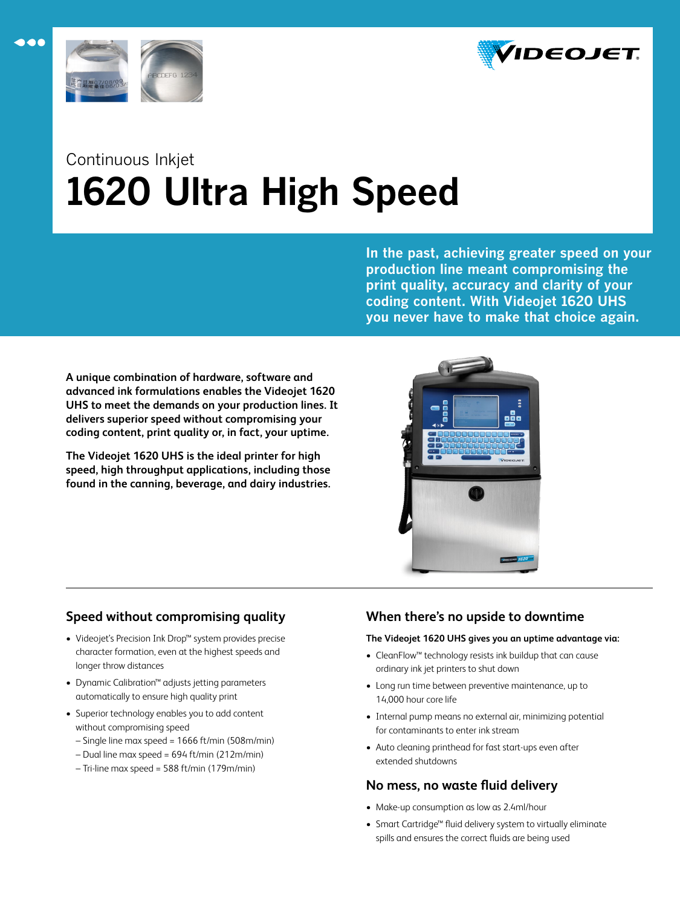Continuous Inkjet

# 1620 Ultra High Speed

**In the past, achieving greater speed on your production line meant compromising the print quality, accuracy and clarity of your coding content. With Videojet 1620 UHS you never have to make that choice again.**

**A unique combination of hardware, software and advanced ink formulations enables the Videojet 1620 UHS to meet the demands on your production lines. It delivers superior speed without compromising your coding content, print quality or, in fact, your uptime.**

**The Videojet 1620 UHS is the ideal printer for high speed, high throughput applications, including those found in the canning, beverage, and dairy industries.**

## Speed without compromising quality

- Videojet's Precision Ink Drop™ system provides precise character formation, even at the highest speeds and longer throw distances
- Dynamic Calibration™ adjusts jetting parameters automatically to ensure high quality print
- Superior technology enables you to add content without compromising speed
  - Single line max speed = 1666 ft/min (508m/min)
  - Dual line max speed = 694 ft/min (212m/min)
  - Tri-line max speed = 588 ft/min (179m/min)

## When there's no upside to downtime

**The Videojet 1620 UHS gives you an uptime advantage via:**

- CleanFlow™ technology resists ink buildup that can cause ordinary ink jet printers to shut down
- Long run time between preventive maintenance, up to 14,000 hour core life
- Internal pump means no external air, minimizing potential for contaminants to enter ink stream
- Auto cleaning printhead for fast start-ups even after extended shutdowns

## No mess, no waste fluid delivery

- Make-up consumption as low as 2.4ml/hour
- Smart Cartridge™ fluid delivery system to virtually eliminate spills and ensures the correct fluids are being used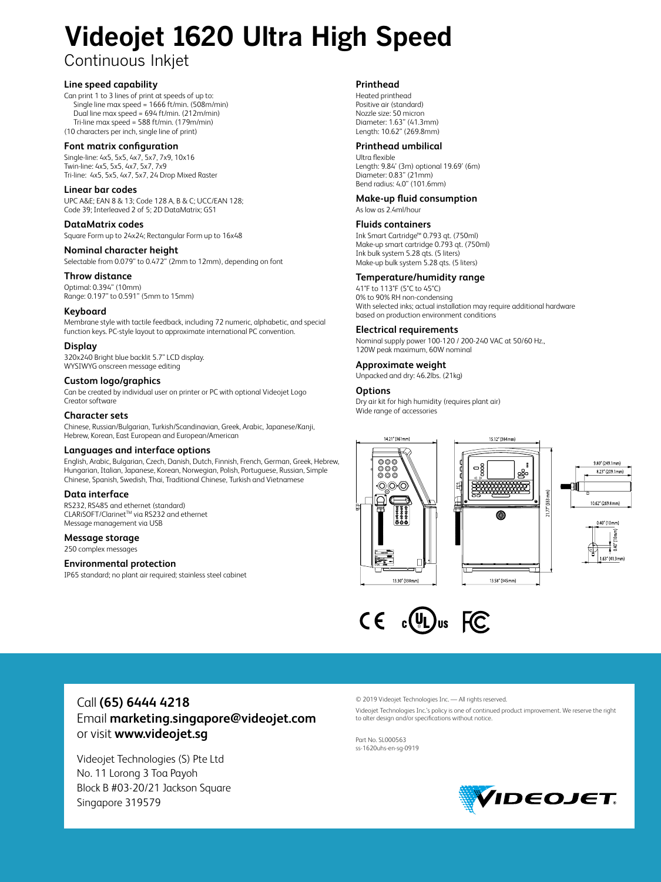# Videojet 1620 Ultra High Speed

Continuous Inkjet

### Line speed capability

Can print 1 to 3 lines of print at speeds of up to:
Single line max speed = 1666 ft/min. (508m/min)
Dual line max speed = 694 ft/min. (212m/min)
Tri-line max speed = 588 ft/min. (179m/min)
(10 characters per inch, single line of print)

### Font matrix configuration

Single-line: 4x5, 5x5, 4x7, 5x7, 7x9, 10x16
Twin-line: 4x5, 5x5, 4x7, 5x7, 7x9
Tri-line: 4x5, 5x5, 4x7, 5x7, 24 Drop Mixed Raster

### Linear bar codes

UPC A&E; EAN 8 & 13; Code 128 A, B & C; UCC/EAN 128; Code 39; Interleaved 2 of 5; 2D DataMatrix; GS1

### DataMatrix codes

Square Form up to 24x24; Rectangular Form up to 16x48

### Nominal character height

Selectable from 0.079" to 0.472" (2mm to 12mm), depending on font

### Throw distance

Optimal: 0.394" (10mm)
Range: 0.197" to 0.591" (5mm to 15mm)

### Keyboard

Membrane style with tactile feedback, including 72 numeric, alphabetic, and special function keys. PC-style layout to approximate international PC convention.

### Display

320x240 Bright blue backlit 5.7" LCD display.
WYSIWYG onscreen message editing

### Custom logo/graphics

Can be created by individual user on printer or PC with optional Videojet Logo Creator software

### Character sets

Chinese, Russian/Bulgarian, Turkish/Scandinavian, Greek, Arabic, Japanese/Kanji, Hebrew, Korean, East European and European/American

### Languages and interface options

English, Arabic, Bulgarian, Czech, Danish, Dutch, Finnish, French, German, Greek, Hebrew, Hungarian, Italian, Japanese, Korean, Norwegian, Polish, Portuguese, Russian, Simple Chinese, Spanish, Swedish, Thai, Traditional Chinese, Turkish and Vietnamese

### Data interface

RS232, RS485 and ethernet (standard)
CLARiSOFT/Clarinet™ via RS232 and ethernet
Message management via USB

### Message storage

250 complex messages

### Environmental protection

IP65 standard; no plant air required; stainless steel cabinet

### Printhead

Heated printhead
Positive air (standard)
Nozzle size: 50 micron
Diameter: 1.63" (41.3mm)
Length: 10.62" (269.8mm)

### Printhead umbilical

Ultra flexible
Length: 9.84' (3m) optional 19.69' (6m)
Diameter: 0.83" (21mm)
Bend radius: 4.0" (101.6mm)

### Make-up fluid consumption

As low as 2.4ml/hour

### Fluids containers

Ink Smart Cartridge™ 0.793 qt. (750ml)
Make-up smart cartridge 0.793 qt. (750ml)
Ink bulk system 5.28 qts. (5 liters)
Make-up bulk system 5.28 qts. (5 liters)

### Temperature/humidity range

41°F to 113°F (5°C to 45°C)
0% to 90% RH non-condensing
With selected inks; actual installation may require additional hardware based on production environment conditions

### Electrical requirements

Nominal supply power 100-120 / 200-240 VAC at 50/60 Hz., 120W peak maximum, 60W nominal

### Approximate weight

Unpacked and dry: 46.2lbs. (21kg)

### Options

Dry air kit for high humidity (requires plant air)
Wide range of accessories

14.21" (361mm)
15.12" (384mm)
9.80" (249.1mm)
8.23" (209.1mm)
10.62" (269.8mm)
21.77" (553 mm)
0.40" (10mm)
0.40" (10mm)
1.63" (41.3mm)
13.30" (338mm)
13.58" (345mm)

Call **(65) 6444 4218**
Email **marketing.singapore@videojet.com**
or visit **www.videojet.sg**

Videojet Technologies (S) Pte Ltd
No. 11 Lorong 3 Toa Payoh
Block B #03-20/21 Jackson Square
Singapore 319579

© 2019 Videojet Technologies Inc. — All rights reserved.

Videojet Technologies Inc.'s policy is one of continued product improvement. We reserve the right to alter design and/or specifications without notice.

Part No. SL000563
ss-1620uhs-en-sg-0919